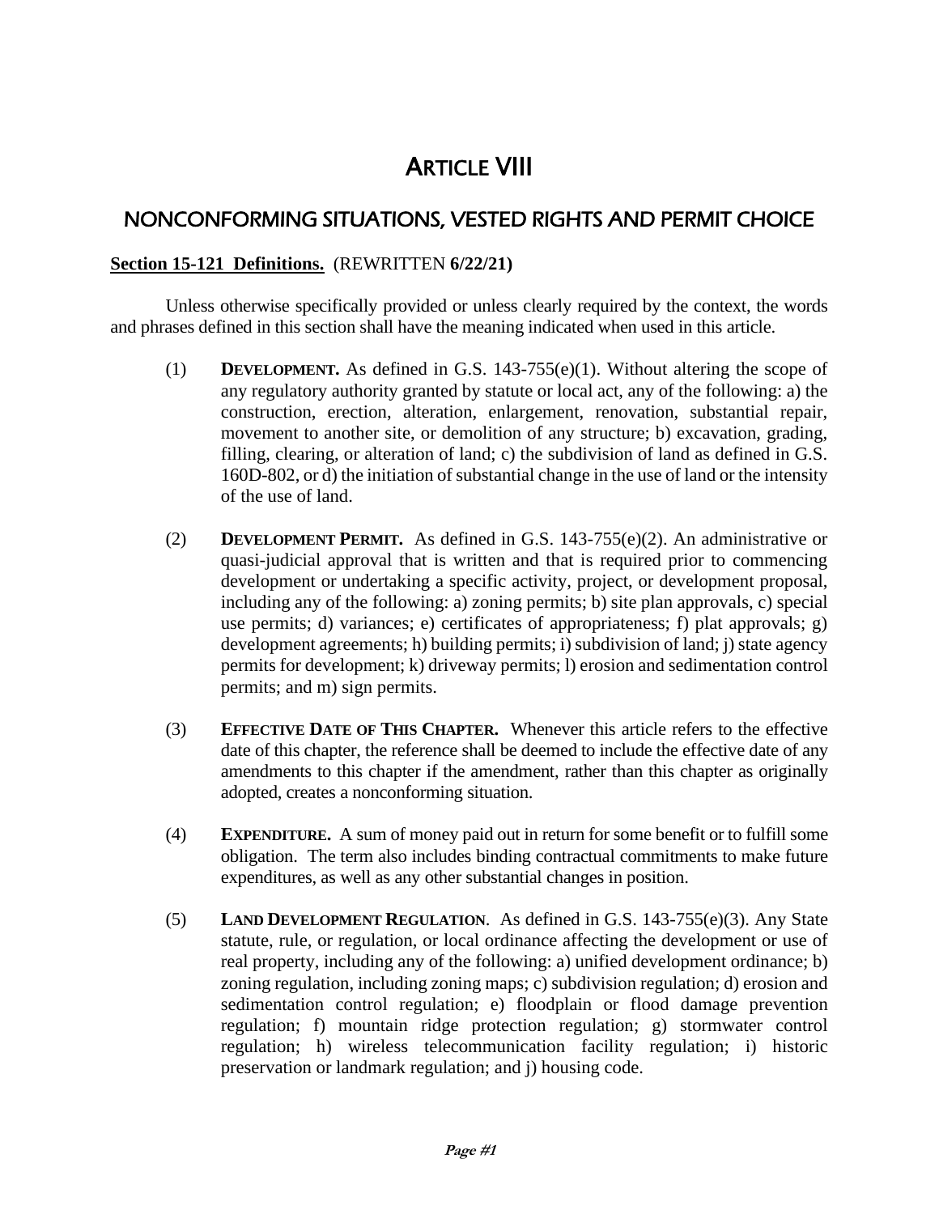# ARTICLE VIII

## NONCONFORMING SITUATIONS, VESTED RIGHTS AND PERMIT CHOICE

**Section 15-121 Definitions.** (REWRITTEN **6/22/21)**

Unless otherwise specifically provided or unless clearly required by the context, the words and phrases defined in this section shall have the meaning indicated when used in this article.

(1) **DEVELOPMENT.** As defined in G.S. 143-755(e)(1). Without altering the scope of any regulatory authority granted by statute or local act, any of the following: a) the construction, erection, alteration, enlargement, renovation, substantial repair, movement to another site, or demolition of any structure; b) excavation, grading, filling, clearing, or alteration of land; c) the subdivision of land as defined in G.S. 160D-802, or d) the initiation of substantial change in the use of land or the intensity of the use of land.

(2) **DEVELOPMENT PERMIT.** As defined in G.S. 143-755(e)(2). An administrative or quasi-judicial approval that is written and that is required prior to commencing development or undertaking a specific activity, project, or development proposal, including any of the following: a) zoning permits; b) site plan approvals, c) special use permits; d) variances; e) certificates of appropriateness; f) plat approvals; g) development agreements; h) building permits; i) subdivision of land; j) state agency permits for development; k) driveway permits; l) erosion and sedimentation control permits; and m) sign permits.

(3) **EFFECTIVE DATE OF THIS CHAPTER.** Whenever this article refers to the effective date of this chapter, the reference shall be deemed to include the effective date of any amendments to this chapter if the amendment, rather than this chapter as originally adopted, creates a nonconforming situation.

(4) **EXPENDITURE.** A sum of money paid out in return for some benefit or to fulfill some obligation. The term also includes binding contractual commitments to make future expenditures, as well as any other substantial changes in position.

(5) **LAND DEVELOPMENT REGULATION**. As defined in G.S. 143-755(e)(3). Any State statute, rule, or regulation, or local ordinance affecting the development or use of real property, including any of the following: a) unified development ordinance; b) zoning regulation, including zoning maps; c) subdivision regulation; d) erosion and sedimentation control regulation; e) floodplain or flood damage prevention regulation; f) mountain ridge protection regulation; g) stormwater control regulation; h) wireless telecommunication facility regulation; i) historic preservation or landmark regulation; and j) housing code.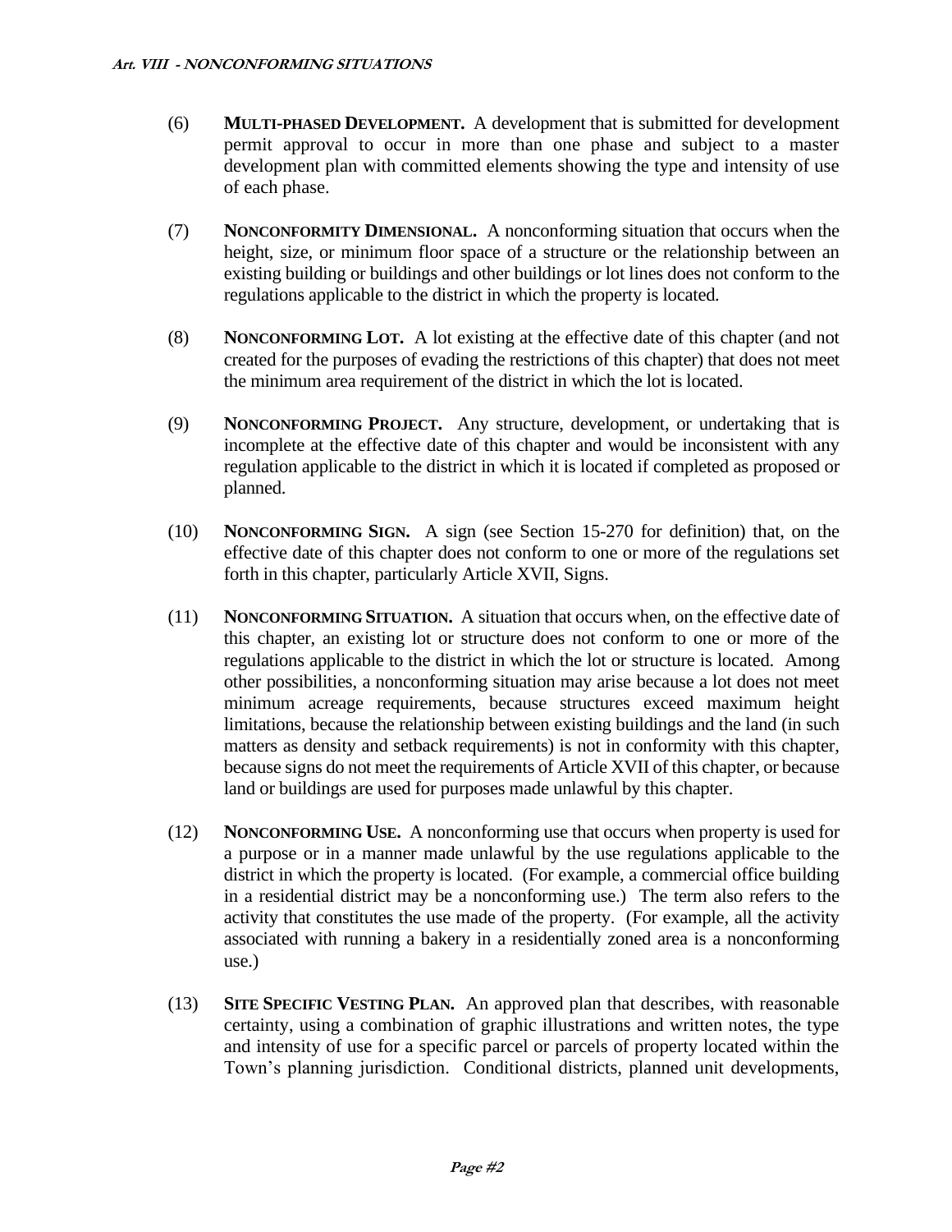(6) **MULTI-PHASED DEVELOPMENT.** A development that is submitted for development permit approval to occur in more than one phase and subject to a master development plan with committed elements showing the type and intensity of use of each phase.

(7) **NONCONFORMITY DIMENSIONAL.** A nonconforming situation that occurs when the height, size, or minimum floor space of a structure or the relationship between an existing building or buildings and other buildings or lot lines does not conform to the regulations applicable to the district in which the property is located.

(8) **NONCONFORMING LOT.** A lot existing at the effective date of this chapter (and not created for the purposes of evading the restrictions of this chapter) that does not meet the minimum area requirement of the district in which the lot is located.

(9) **NONCONFORMING PROJECT.** Any structure, development, or undertaking that is incomplete at the effective date of this chapter and would be inconsistent with any regulation applicable to the district in which it is located if completed as proposed or planned.

(10) **NONCONFORMING SIGN.** A sign (see Section 15-270 for definition) that, on the effective date of this chapter does not conform to one or more of the regulations set forth in this chapter, particularly Article XVII, Signs.

(11) **NONCONFORMING SITUATION.** A situation that occurs when, on the effective date of this chapter, an existing lot or structure does not conform to one or more of the regulations applicable to the district in which the lot or structure is located. Among other possibilities, a nonconforming situation may arise because a lot does not meet minimum acreage requirements, because structures exceed maximum height limitations, because the relationship between existing buildings and the land (in such matters as density and setback requirements) is not in conformity with this chapter, because signs do not meet the requirements of Article XVII of this chapter, or because land or buildings are used for purposes made unlawful by this chapter.

(12) **NONCONFORMING USE.** A nonconforming use that occurs when property is used for a purpose or in a manner made unlawful by the use regulations applicable to the district in which the property is located. (For example, a commercial office building in a residential district may be a nonconforming use.) The term also refers to the activity that constitutes the use made of the property. (For example, all the activity associated with running a bakery in a residentially zoned area is a nonconforming use.)

(13) **SITE SPECIFIC VESTING PLAN.** An approved plan that describes, with reasonable certainty, using a combination of graphic illustrations and written notes, the type and intensity of use for a specific parcel or parcels of property located within the Town's planning jurisdiction. Conditional districts, planned unit developments,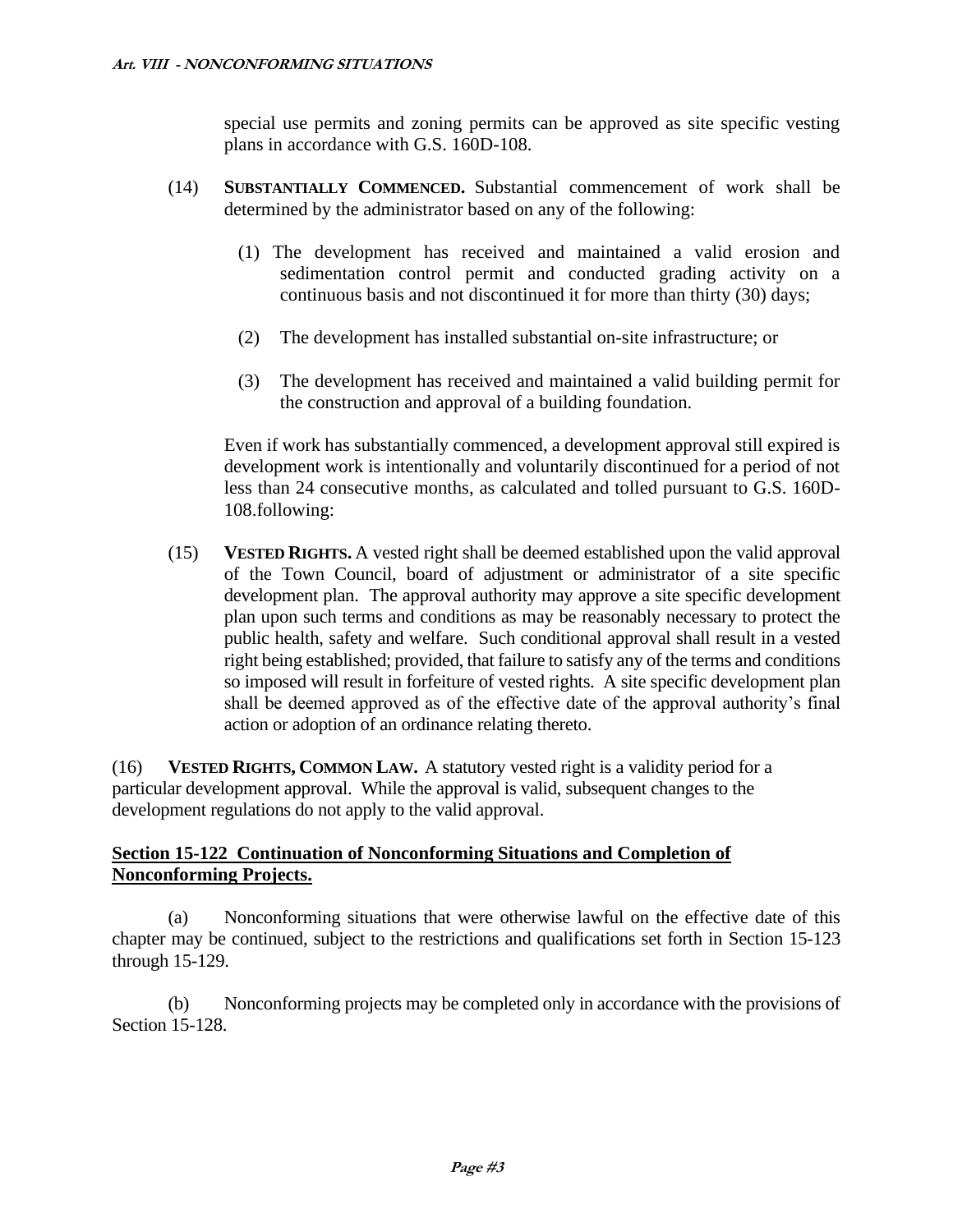special use permits and zoning permits can be approved as site specific vesting plans in accordance with G.S. 160D-108.

(14) **SUBSTANTIALLY COMMENCED.** Substantial commencement of work shall be determined by the administrator based on any of the following:

(1) The development has received and maintained a valid erosion and sedimentation control permit and conducted grading activity on a continuous basis and not discontinued it for more than thirty (30) days;

(2) The development has installed substantial on-site infrastructure; or

(3) The development has received and maintained a valid building permit for the construction and approval of a building foundation.

Even if work has substantially commenced, a development approval still expired is development work is intentionally and voluntarily discontinued for a period of not less than 24 consecutive months, as calculated and tolled pursuant to G.S. 160D-108.following:

(15) **VESTED RIGHTS.** A vested right shall be deemed established upon the valid approval of the Town Council, board of adjustment or administrator of a site specific development plan. The approval authority may approve a site specific development plan upon such terms and conditions as may be reasonably necessary to protect the public health, safety and welfare. Such conditional approval shall result in a vested right being established; provided, that failure to satisfy any of the terms and conditions so imposed will result in forfeiture of vested rights. A site specific development plan shall be deemed approved as of the effective date of the approval authority's final action or adoption of an ordinance relating thereto.

(16) **VESTED RIGHTS, COMMON LAW.** A statutory vested right is a validity period for a particular development approval. While the approval is valid, subsequent changes to the development regulations do not apply to the valid approval.

## Section 15-122 Continuation of Nonconforming Situations and Completion of Nonconforming Projects.

(a) Nonconforming situations that were otherwise lawful on the effective date of this chapter may be continued, subject to the restrictions and qualifications set forth in Section 15-123 through 15-129.

(b) Nonconforming projects may be completed only in accordance with the provisions of Section 15-128.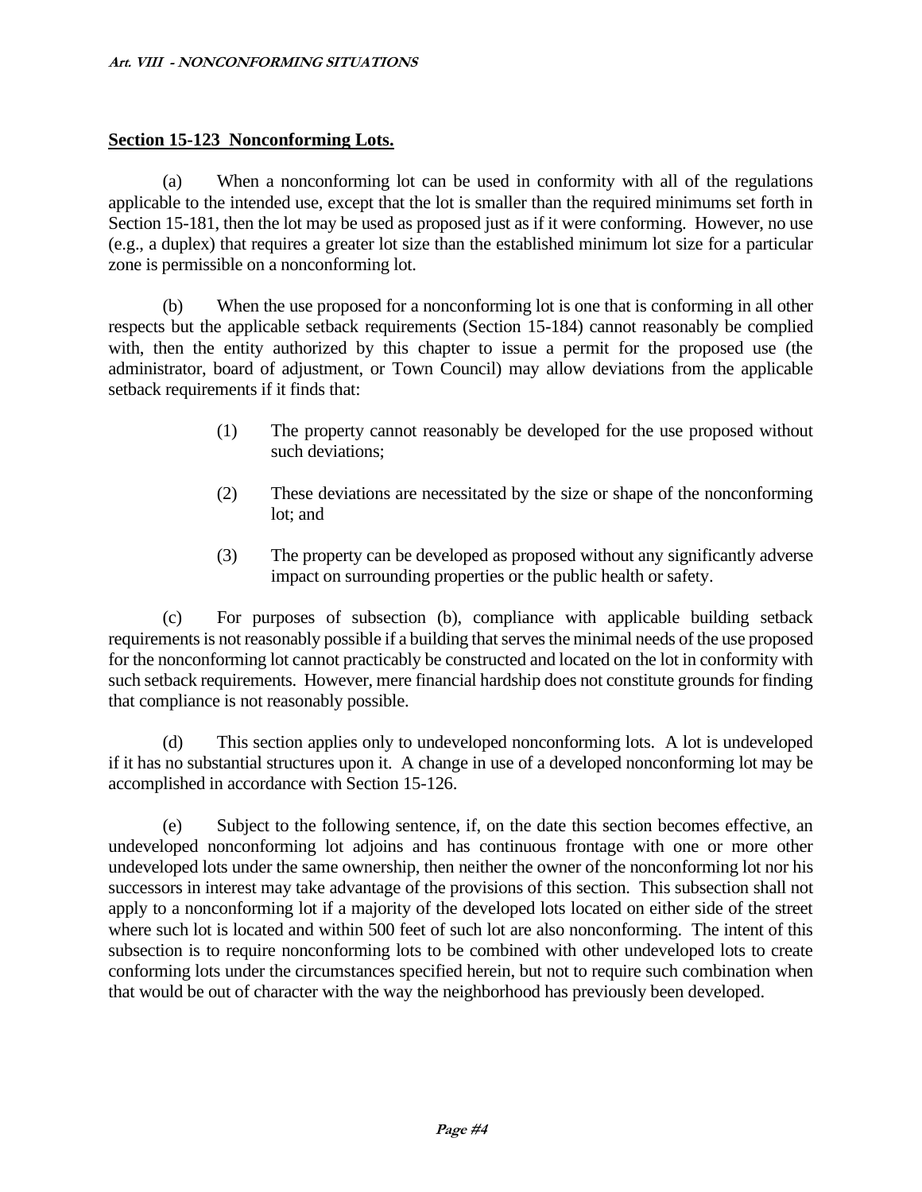**Section 15-123 Nonconforming Lots.**

(a) When a nonconforming lot can be used in conformity with all of the regulations applicable to the intended use, except that the lot is smaller than the required minimums set forth in Section 15-181, then the lot may be used as proposed just as if it were conforming. However, no use (e.g., a duplex) that requires a greater lot size than the established minimum lot size for a particular zone is permissible on a nonconforming lot.

(b) When the use proposed for a nonconforming lot is one that is conforming in all other respects but the applicable setback requirements (Section 15-184) cannot reasonably be complied with, then the entity authorized by this chapter to issue a permit for the proposed use (the administrator, board of adjustment, or Town Council) may allow deviations from the applicable setback requirements if it finds that:

(1) The property cannot reasonably be developed for the use proposed without such deviations;

(2) These deviations are necessitated by the size or shape of the nonconforming lot; and

(3) The property can be developed as proposed without any significantly adverse impact on surrounding properties or the public health or safety.

(c) For purposes of subsection (b), compliance with applicable building setback requirements is not reasonably possible if a building that serves the minimal needs of the use proposed for the nonconforming lot cannot practicably be constructed and located on the lot in conformity with such setback requirements. However, mere financial hardship does not constitute grounds for finding that compliance is not reasonably possible.

(d) This section applies only to undeveloped nonconforming lots. A lot is undeveloped if it has no substantial structures upon it. A change in use of a developed nonconforming lot may be accomplished in accordance with Section 15-126.

(e) Subject to the following sentence, if, on the date this section becomes effective, an undeveloped nonconforming lot adjoins and has continuous frontage with one or more other undeveloped lots under the same ownership, then neither the owner of the nonconforming lot nor his successors in interest may take advantage of the provisions of this section. This subsection shall not apply to a nonconforming lot if a majority of the developed lots located on either side of the street where such lot is located and within 500 feet of such lot are also nonconforming. The intent of this subsection is to require nonconforming lots to be combined with other undeveloped lots to create conforming lots under the circumstances specified herein, but not to require such combination when that would be out of character with the way the neighborhood has previously been developed.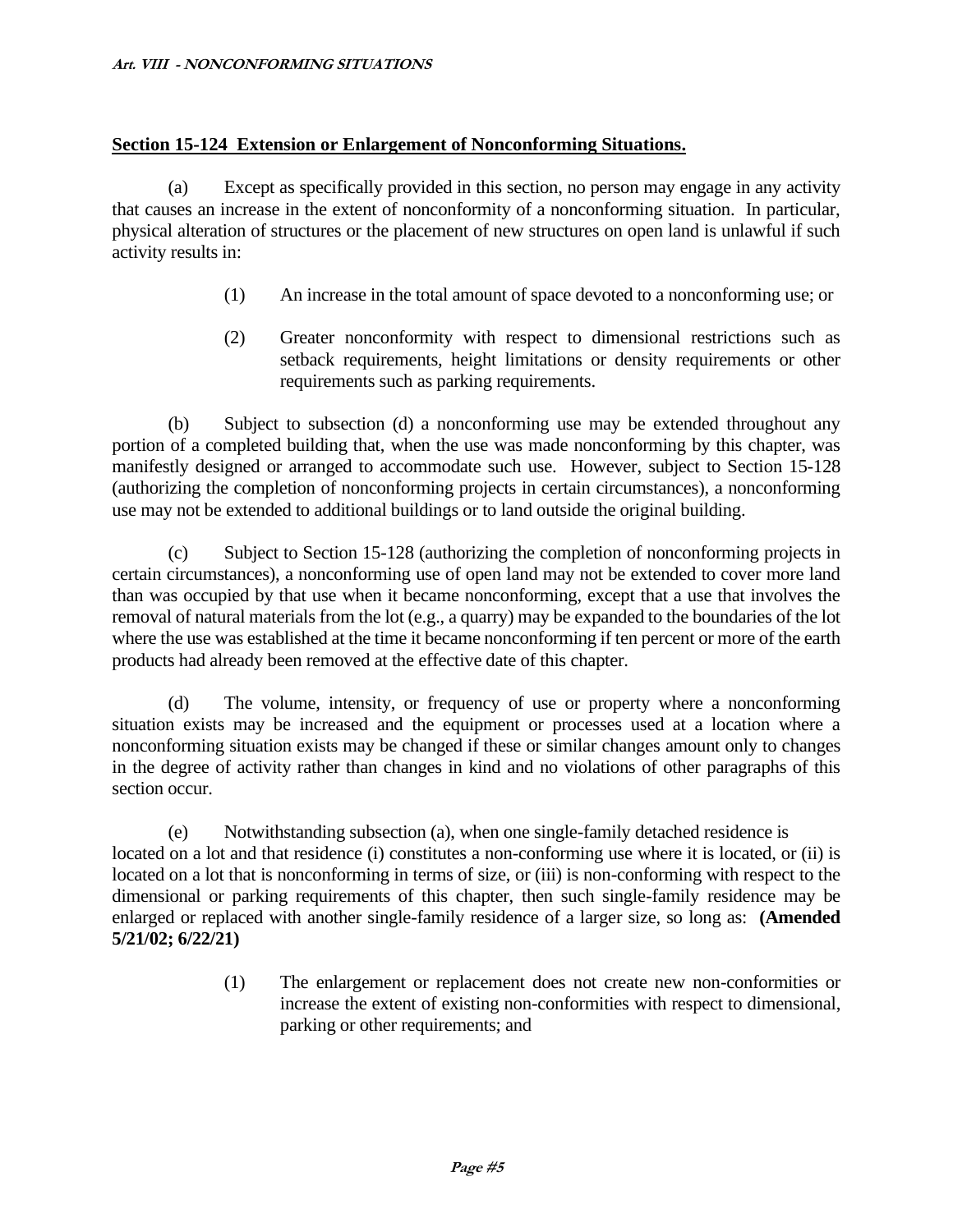## Section 15-124 Extension or Enlargement of Nonconforming Situations.

(a) Except as specifically provided in this section, no person may engage in any activity that causes an increase in the extent of nonconformity of a nonconforming situation. In particular, physical alteration of structures or the placement of new structures on open land is unlawful if such activity results in:

(1) An increase in the total amount of space devoted to a nonconforming use; or

(2) Greater nonconformity with respect to dimensional restrictions such as setback requirements, height limitations or density requirements or other requirements such as parking requirements.

(b) Subject to subsection (d) a nonconforming use may be extended throughout any portion of a completed building that, when the use was made nonconforming by this chapter, was manifestly designed or arranged to accommodate such use. However, subject to Section 15-128 (authorizing the completion of nonconforming projects in certain circumstances), a nonconforming use may not be extended to additional buildings or to land outside the original building.

(c) Subject to Section 15-128 (authorizing the completion of nonconforming projects in certain circumstances), a nonconforming use of open land may not be extended to cover more land than was occupied by that use when it became nonconforming, except that a use that involves the removal of natural materials from the lot (e.g., a quarry) may be expanded to the boundaries of the lot where the use was established at the time it became nonconforming if ten percent or more of the earth products had already been removed at the effective date of this chapter.

(d) The volume, intensity, or frequency of use or property where a nonconforming situation exists may be increased and the equipment or processes used at a location where a nonconforming situation exists may be changed if these or similar changes amount only to changes in the degree of activity rather than changes in kind and no violations of other paragraphs of this section occur.

(e) Notwithstanding subsection (a), when one single-family detached residence is located on a lot and that residence (i) constitutes a non-conforming use where it is located, or (ii) is located on a lot that is nonconforming in terms of size, or (iii) is non-conforming with respect to the dimensional or parking requirements of this chapter, then such single-family residence may be enlarged or replaced with another single-family residence of a larger size, so long as: **(Amended 5/21/02; 6/22/21)**

(1) The enlargement or replacement does not create new non-conformities or increase the extent of existing non-conformities with respect to dimensional, parking or other requirements; and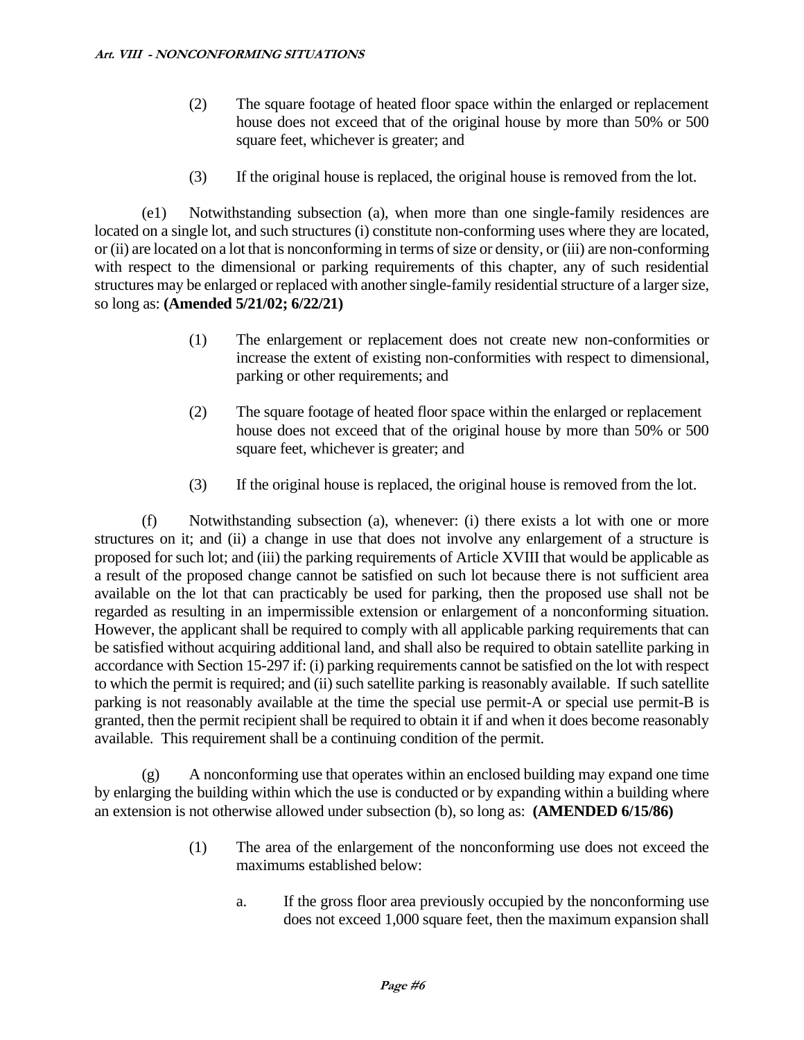(2) The square footage of heated floor space within the enlarged or replacement house does not exceed that of the original house by more than 50% or 500 square feet, whichever is greater; and

(3) If the original house is replaced, the original house is removed from the lot.

(e1) Notwithstanding subsection (a), when more than one single-family residences are located on a single lot, and such structures (i) constitute non-conforming uses where they are located, or (ii) are located on a lot that is nonconforming in terms of size or density, or (iii) are non-conforming with respect to the dimensional or parking requirements of this chapter, any of such residential structures may be enlarged or replaced with another single-family residential structure of a larger size, so long as: **(Amended 5/21/02; 6/22/21)**

(1) The enlargement or replacement does not create new non-conformities or increase the extent of existing non-conformities with respect to dimensional, parking or other requirements; and

(2) The square footage of heated floor space within the enlarged or replacement house does not exceed that of the original house by more than 50% or 500 square feet, whichever is greater; and

(3) If the original house is replaced, the original house is removed from the lot.

(f) Notwithstanding subsection (a), whenever: (i) there exists a lot with one or more structures on it; and (ii) a change in use that does not involve any enlargement of a structure is proposed for such lot; and (iii) the parking requirements of Article XVIII that would be applicable as a result of the proposed change cannot be satisfied on such lot because there is not sufficient area available on the lot that can practicably be used for parking, then the proposed use shall not be regarded as resulting in an impermissible extension or enlargement of a nonconforming situation. However, the applicant shall be required to comply with all applicable parking requirements that can be satisfied without acquiring additional land, and shall also be required to obtain satellite parking in accordance with Section 15-297 if: (i) parking requirements cannot be satisfied on the lot with respect to which the permit is required; and (ii) such satellite parking is reasonably available. If such satellite parking is not reasonably available at the time the special use permit-A or special use permit-B is granted, then the permit recipient shall be required to obtain it if and when it does become reasonably available. This requirement shall be a continuing condition of the permit.

(g) A nonconforming use that operates within an enclosed building may expand one time by enlarging the building within which the use is conducted or by expanding within a building where an extension is not otherwise allowed under subsection (b), so long as: **(AMENDED 6/15/86)**

(1) The area of the enlargement of the nonconforming use does not exceed the maximums established below:

a. If the gross floor area previously occupied by the nonconforming use does not exceed 1,000 square feet, then the maximum expansion shall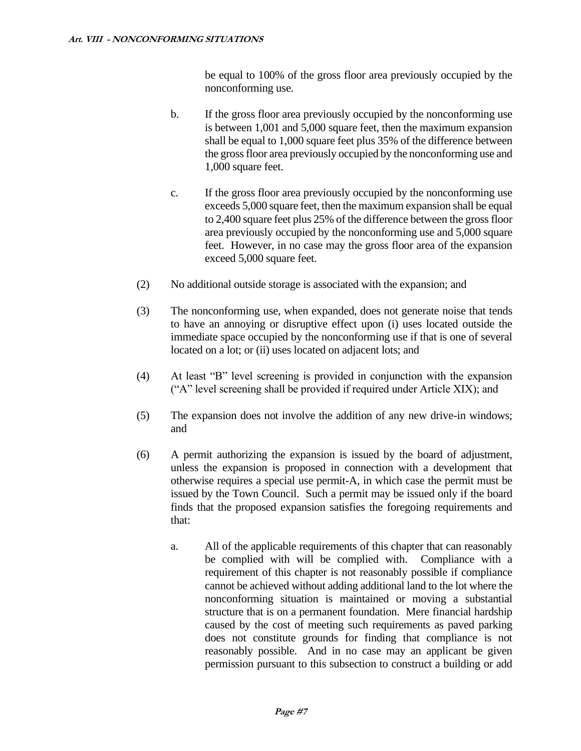be equal to 100% of the gross floor area previously occupied by the nonconforming use.

b. If the gross floor area previously occupied by the nonconforming use is between 1,001 and 5,000 square feet, then the maximum expansion shall be equal to 1,000 square feet plus 35% of the difference between the gross floor area previously occupied by the nonconforming use and 1,000 square feet.

c. If the gross floor area previously occupied by the nonconforming use exceeds 5,000 square feet, then the maximum expansion shall be equal to 2,400 square feet plus 25% of the difference between the gross floor area previously occupied by the nonconforming use and 5,000 square feet. However, in no case may the gross floor area of the expansion exceed 5,000 square feet.

(2) No additional outside storage is associated with the expansion; and

(3) The nonconforming use, when expanded, does not generate noise that tends to have an annoying or disruptive effect upon (i) uses located outside the immediate space occupied by the nonconforming use if that is one of several located on a lot; or (ii) uses located on adjacent lots; and

(4) At least "B" level screening is provided in conjunction with the expansion ("A" level screening shall be provided if required under Article XIX); and

(5) The expansion does not involve the addition of any new drive-in windows; and

(6) A permit authorizing the expansion is issued by the board of adjustment, unless the expansion is proposed in connection with a development that otherwise requires a special use permit-A, in which case the permit must be issued by the Town Council. Such a permit may be issued only if the board finds that the proposed expansion satisfies the foregoing requirements and that:

a. All of the applicable requirements of this chapter that can reasonably be complied with will be complied with. Compliance with a requirement of this chapter is not reasonably possible if compliance cannot be achieved without adding additional land to the lot where the nonconforming situation is maintained or moving a substantial structure that is on a permanent foundation. Mere financial hardship caused by the cost of meeting such requirements as paved parking does not constitute grounds for finding that compliance is not reasonably possible. And in no case may an applicant be given permission pursuant to this subsection to construct a building or add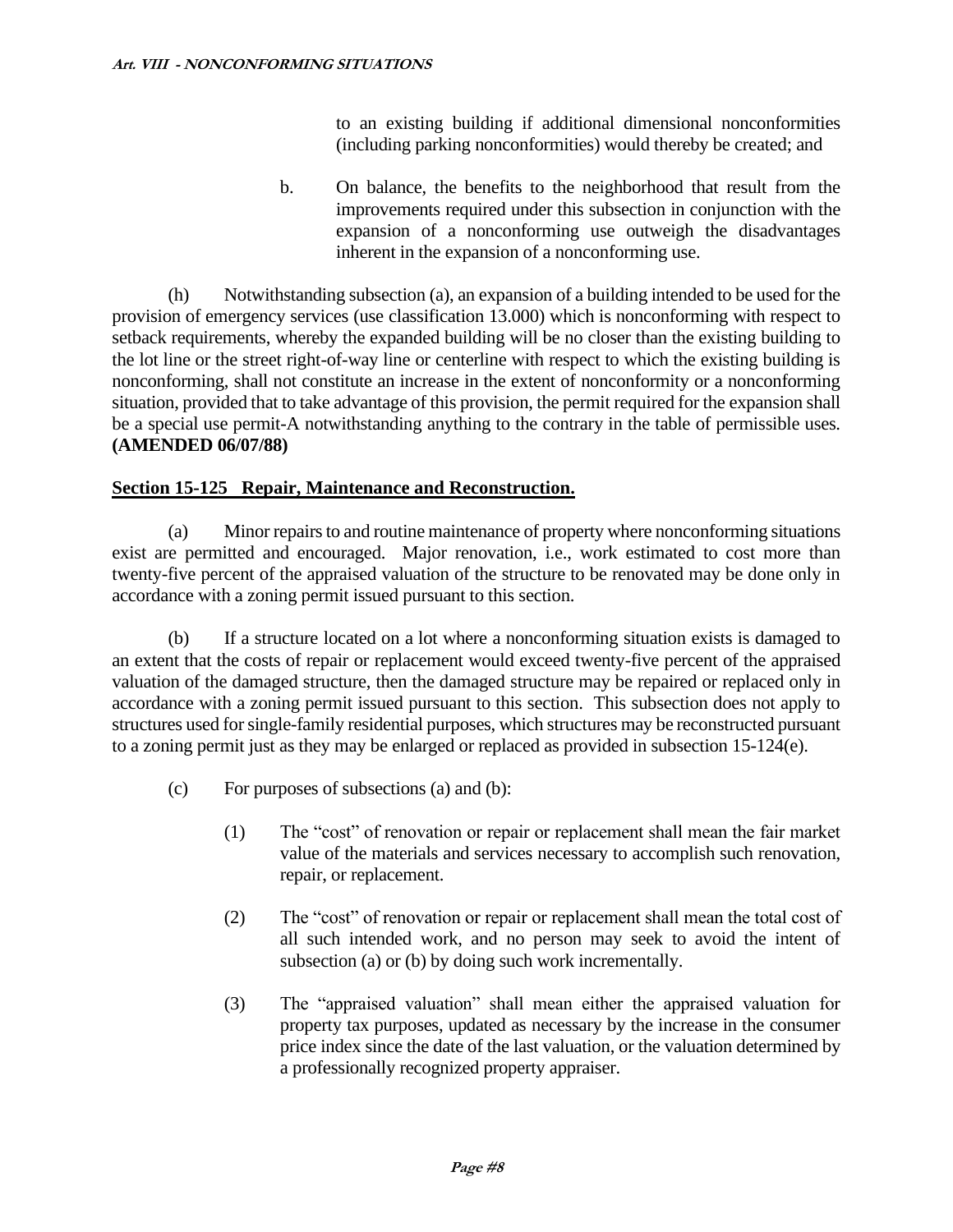to an existing building if additional dimensional nonconformities (including parking nonconformities) would thereby be created; and

b. On balance, the benefits to the neighborhood that result from the improvements required under this subsection in conjunction with the expansion of a nonconforming use outweigh the disadvantages inherent in the expansion of a nonconforming use.

(h) Notwithstanding subsection (a), an expansion of a building intended to be used for the provision of emergency services (use classification 13.000) which is nonconforming with respect to setback requirements, whereby the expanded building will be no closer than the existing building to the lot line or the street right-of-way line or centerline with respect to which the existing building is nonconforming, shall not constitute an increase in the extent of nonconformity or a nonconforming situation, provided that to take advantage of this provision, the permit required for the expansion shall be a special use permit-A notwithstanding anything to the contrary in the table of permissible uses. **(AMENDED 06/07/88)**

## Section 15-125 Repair, Maintenance and Reconstruction.

(a) Minor repairs to and routine maintenance of property where nonconforming situations exist are permitted and encouraged. Major renovation, i.e., work estimated to cost more than twenty-five percent of the appraised valuation of the structure to be renovated may be done only in accordance with a zoning permit issued pursuant to this section.

(b) If a structure located on a lot where a nonconforming situation exists is damaged to an extent that the costs of repair or replacement would exceed twenty-five percent of the appraised valuation of the damaged structure, then the damaged structure may be repaired or replaced only in accordance with a zoning permit issued pursuant to this section. This subsection does not apply to structures used for single-family residential purposes, which structures may be reconstructed pursuant to a zoning permit just as they may be enlarged or replaced as provided in subsection 15-124(e).

(c) For purposes of subsections (a) and (b):

(1) The "cost" of renovation or repair or replacement shall mean the fair market value of the materials and services necessary to accomplish such renovation, repair, or replacement.

(2) The "cost" of renovation or repair or replacement shall mean the total cost of all such intended work, and no person may seek to avoid the intent of subsection (a) or (b) by doing such work incrementally.

(3) The "appraised valuation" shall mean either the appraised valuation for property tax purposes, updated as necessary by the increase in the consumer price index since the date of the last valuation, or the valuation determined by a professionally recognized property appraiser.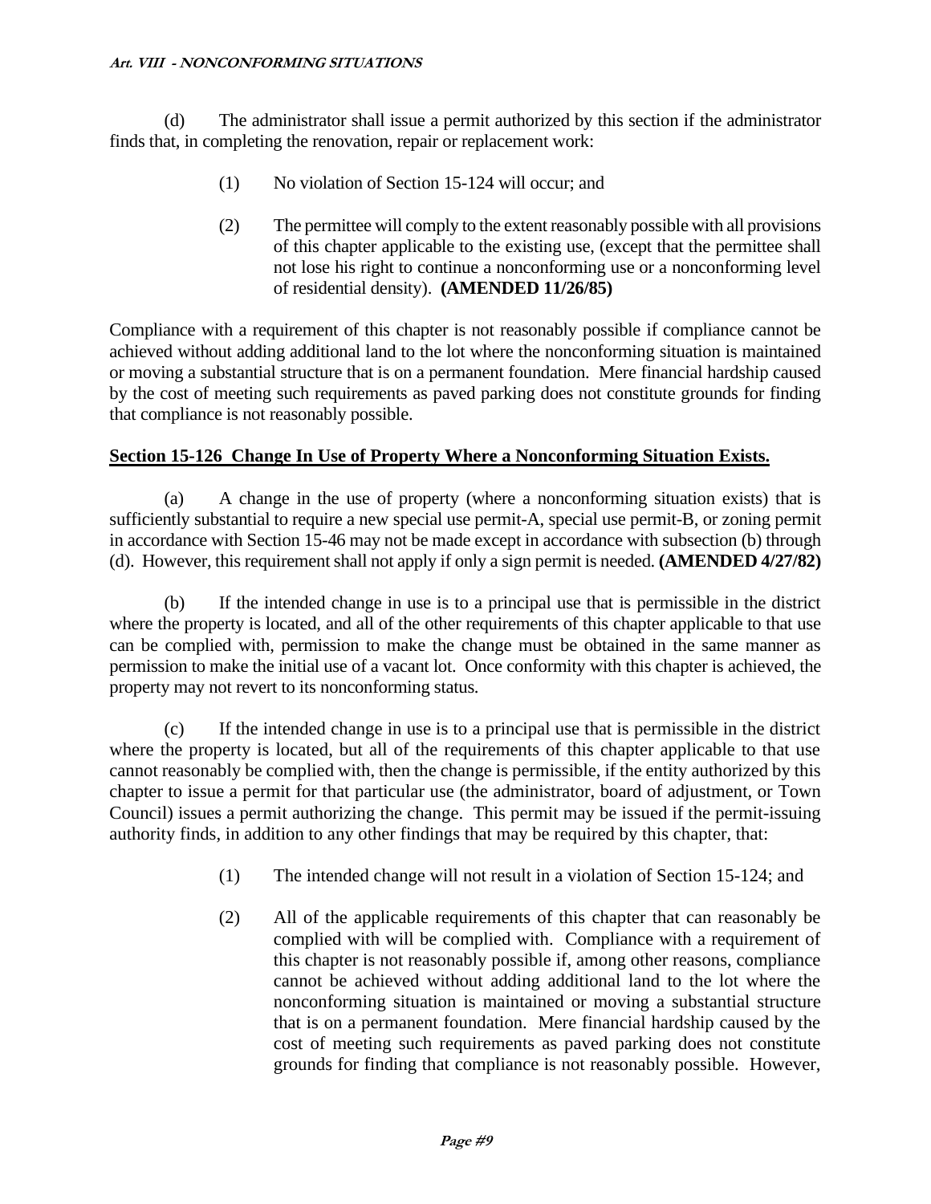(d) The administrator shall issue a permit authorized by this section if the administrator finds that, in completing the renovation, repair or replacement work:

(1) No violation of Section 15-124 will occur; and

(2) The permittee will comply to the extent reasonably possible with all provisions of this chapter applicable to the existing use, (except that the permittee shall not lose his right to continue a nonconforming use or a nonconforming level of residential density). **(AMENDED 11/26/85)**

Compliance with a requirement of this chapter is not reasonably possible if compliance cannot be achieved without adding additional land to the lot where the nonconforming situation is maintained or moving a substantial structure that is on a permanent foundation. Mere financial hardship caused by the cost of meeting such requirements as paved parking does not constitute grounds for finding that compliance is not reasonably possible.

**Section 15-126 Change In Use of Property Where a Nonconforming Situation Exists.**

(a) A change in the use of property (where a nonconforming situation exists) that is sufficiently substantial to require a new special use permit-A, special use permit-B, or zoning permit in accordance with Section 15-46 may not be made except in accordance with subsection (b) through (d). However, this requirement shall not apply if only a sign permit is needed. **(AMENDED 4/27/82)**

(b) If the intended change in use is to a principal use that is permissible in the district where the property is located, and all of the other requirements of this chapter applicable to that use can be complied with, permission to make the change must be obtained in the same manner as permission to make the initial use of a vacant lot. Once conformity with this chapter is achieved, the property may not revert to its nonconforming status.

(c) If the intended change in use is to a principal use that is permissible in the district where the property is located, but all of the requirements of this chapter applicable to that use cannot reasonably be complied with, then the change is permissible, if the entity authorized by this chapter to issue a permit for that particular use (the administrator, board of adjustment, or Town Council) issues a permit authorizing the change. This permit may be issued if the permit-issuing authority finds, in addition to any other findings that may be required by this chapter, that:

(1) The intended change will not result in a violation of Section 15-124; and

(2) All of the applicable requirements of this chapter that can reasonably be complied with will be complied with. Compliance with a requirement of this chapter is not reasonably possible if, among other reasons, compliance cannot be achieved without adding additional land to the lot where the nonconforming situation is maintained or moving a substantial structure that is on a permanent foundation. Mere financial hardship caused by the cost of meeting such requirements as paved parking does not constitute grounds for finding that compliance is not reasonably possible. However,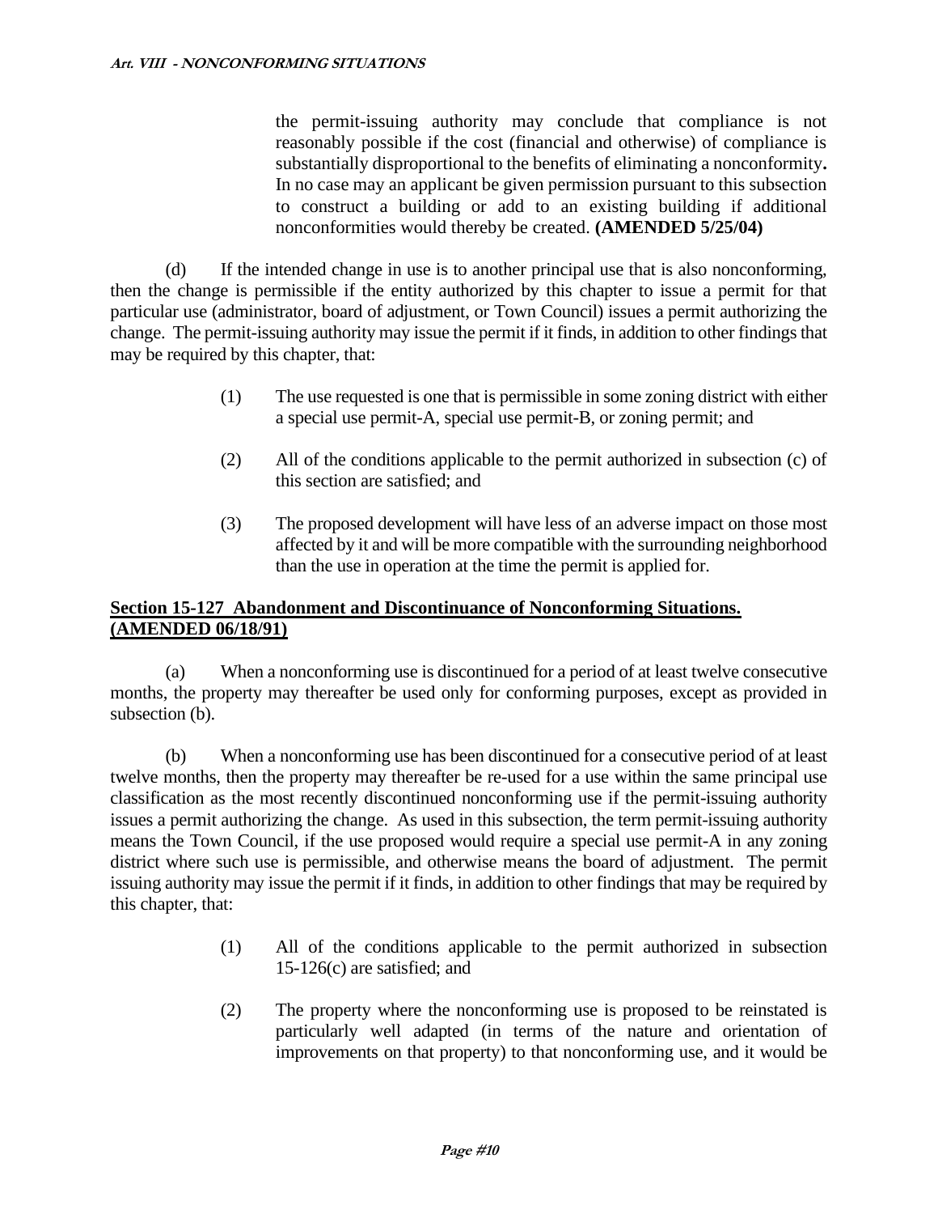the permit-issuing authority may conclude that compliance is not reasonably possible if the cost (financial and otherwise) of compliance is substantially disproportional to the benefits of eliminating a nonconformity**.** In no case may an applicant be given permission pursuant to this subsection to construct a building or add to an existing building if additional nonconformities would thereby be created. **(AMENDED 5/25/04)**

(d) If the intended change in use is to another principal use that is also nonconforming, then the change is permissible if the entity authorized by this chapter to issue a permit for that particular use (administrator, board of adjustment, or Town Council) issues a permit authorizing the change. The permit-issuing authority may issue the permit if it finds, in addition to other findings that may be required by this chapter, that:

(1) The use requested is one that is permissible in some zoning district with either a special use permit-A, special use permit-B, or zoning permit; and

(2) All of the conditions applicable to the permit authorized in subsection (c) of this section are satisfied; and

(3) The proposed development will have less of an adverse impact on those most affected by it and will be more compatible with the surrounding neighborhood than the use in operation at the time the permit is applied for.

## Section 15-127 Abandonment and Discontinuance of Nonconforming Situations. (AMENDED 06/18/91)

(a) When a nonconforming use is discontinued for a period of at least twelve consecutive months, the property may thereafter be used only for conforming purposes, except as provided in subsection (b).

(b) When a nonconforming use has been discontinued for a consecutive period of at least twelve months, then the property may thereafter be re-used for a use within the same principal use classification as the most recently discontinued nonconforming use if the permit-issuing authority issues a permit authorizing the change. As used in this subsection, the term permit-issuing authority means the Town Council, if the use proposed would require a special use permit-A in any zoning district where such use is permissible, and otherwise means the board of adjustment. The permit issuing authority may issue the permit if it finds, in addition to other findings that may be required by this chapter, that:

(1) All of the conditions applicable to the permit authorized in subsection 15-126(c) are satisfied; and

(2) The property where the nonconforming use is proposed to be reinstated is particularly well adapted (in terms of the nature and orientation of improvements on that property) to that nonconforming use, and it would be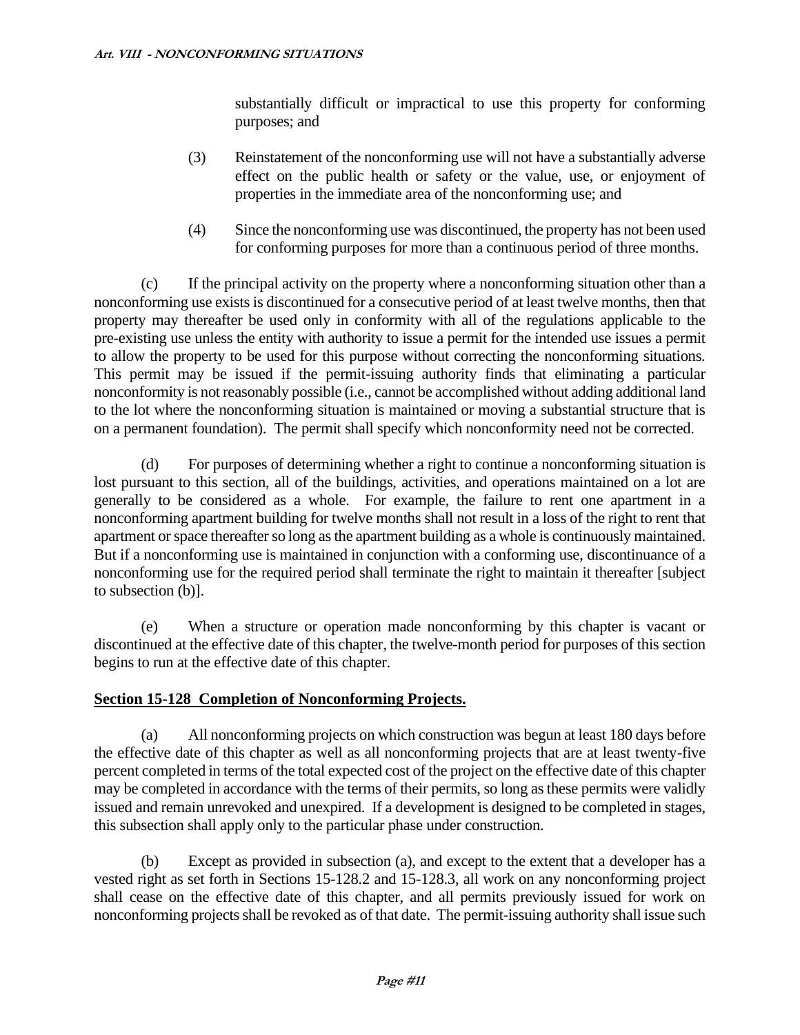substantially difficult or impractical to use this property for conforming purposes; and

(3) Reinstatement of the nonconforming use will not have a substantially adverse effect on the public health or safety or the value, use, or enjoyment of properties in the immediate area of the nonconforming use; and

(4) Since the nonconforming use was discontinued, the property has not been used for conforming purposes for more than a continuous period of three months.

(c) If the principal activity on the property where a nonconforming situation other than a nonconforming use exists is discontinued for a consecutive period of at least twelve months, then that property may thereafter be used only in conformity with all of the regulations applicable to the pre-existing use unless the entity with authority to issue a permit for the intended use issues a permit to allow the property to be used for this purpose without correcting the nonconforming situations. This permit may be issued if the permit-issuing authority finds that eliminating a particular nonconformity is not reasonably possible (i.e., cannot be accomplished without adding additional land to the lot where the nonconforming situation is maintained or moving a substantial structure that is on a permanent foundation). The permit shall specify which nonconformity need not be corrected.

(d) For purposes of determining whether a right to continue a nonconforming situation is lost pursuant to this section, all of the buildings, activities, and operations maintained on a lot are generally to be considered as a whole. For example, the failure to rent one apartment in a nonconforming apartment building for twelve months shall not result in a loss of the right to rent that apartment or space thereafter so long as the apartment building as a whole is continuously maintained. But if a nonconforming use is maintained in conjunction with a conforming use, discontinuance of a nonconforming use for the required period shall terminate the right to maintain it thereafter [subject to subsection (b)].

(e) When a structure or operation made nonconforming by this chapter is vacant or discontinued at the effective date of this chapter, the twelve-month period for purposes of this section begins to run at the effective date of this chapter.

## Section 15-128 Completion of Nonconforming Projects.

(a) All nonconforming projects on which construction was begun at least 180 days before the effective date of this chapter as well as all nonconforming projects that are at least twenty-five percent completed in terms of the total expected cost of the project on the effective date of this chapter may be completed in accordance with the terms of their permits, so long as these permits were validly issued and remain unrevoked and unexpired. If a development is designed to be completed in stages, this subsection shall apply only to the particular phase under construction.

(b) Except as provided in subsection (a), and except to the extent that a developer has a vested right as set forth in Sections 15-128.2 and 15-128.3, all work on any nonconforming project shall cease on the effective date of this chapter, and all permits previously issued for work on nonconforming projects shall be revoked as of that date. The permit-issuing authority shall issue such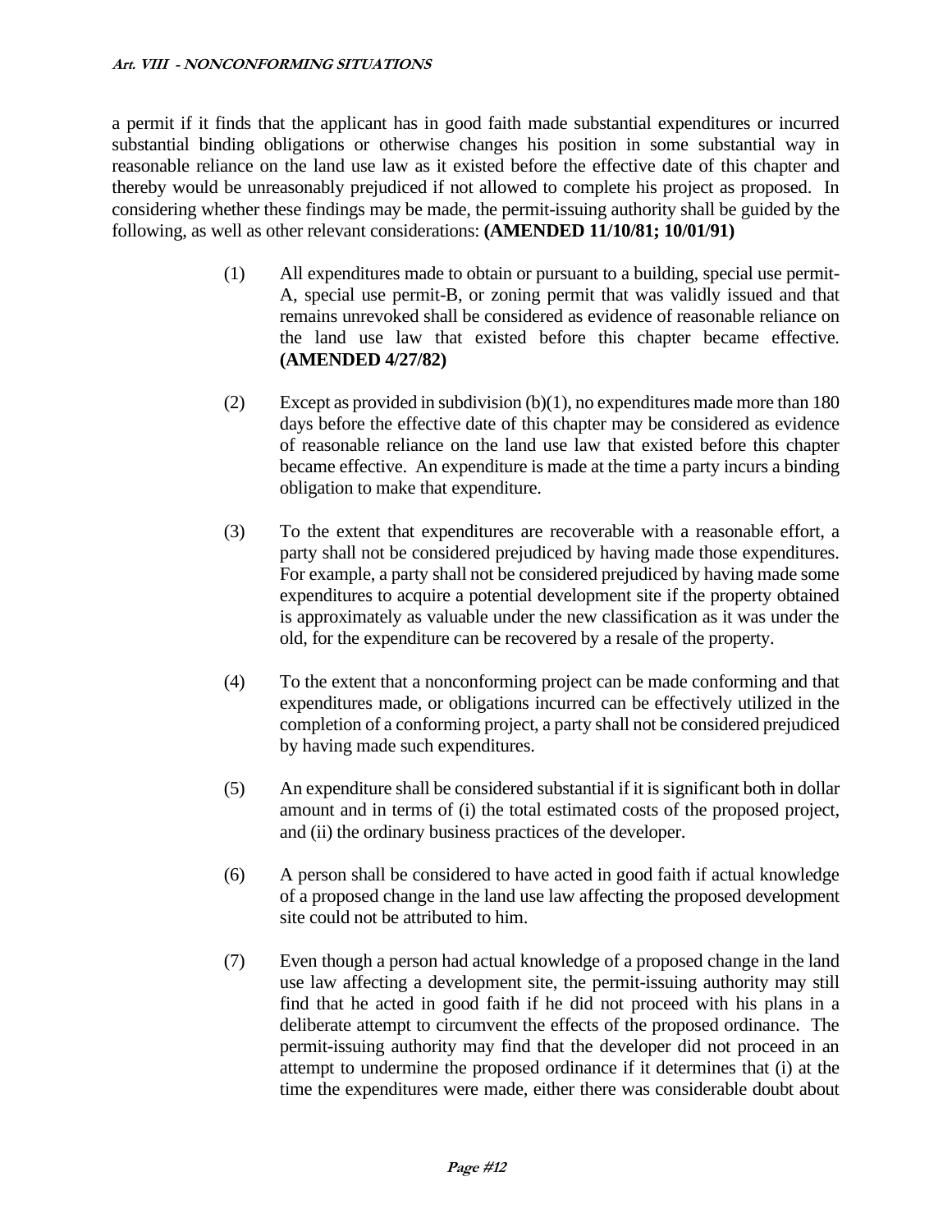a permit if it finds that the applicant has in good faith made substantial expenditures or incurred substantial binding obligations or otherwise changes his position in some substantial way in reasonable reliance on the land use law as it existed before the effective date of this chapter and thereby would be unreasonably prejudiced if not allowed to complete his project as proposed. In considering whether these findings may be made, the permit-issuing authority shall be guided by the following, as well as other relevant considerations: **(AMENDED 11/10/81; 10/01/91)**

(1) All expenditures made to obtain or pursuant to a building, special use permit-A, special use permit-B, or zoning permit that was validly issued and that remains unrevoked shall be considered as evidence of reasonable reliance on the land use law that existed before this chapter became effective. **(AMENDED 4/27/82)**

(2) Except as provided in subdivision (b)(1), no expenditures made more than 180 days before the effective date of this chapter may be considered as evidence of reasonable reliance on the land use law that existed before this chapter became effective. An expenditure is made at the time a party incurs a binding obligation to make that expenditure.

(3) To the extent that expenditures are recoverable with a reasonable effort, a party shall not be considered prejudiced by having made those expenditures. For example, a party shall not be considered prejudiced by having made some expenditures to acquire a potential development site if the property obtained is approximately as valuable under the new classification as it was under the old, for the expenditure can be recovered by a resale of the property.

(4) To the extent that a nonconforming project can be made conforming and that expenditures made, or obligations incurred can be effectively utilized in the completion of a conforming project, a party shall not be considered prejudiced by having made such expenditures.

(5) An expenditure shall be considered substantial if it is significant both in dollar amount and in terms of (i) the total estimated costs of the proposed project, and (ii) the ordinary business practices of the developer.

(6) A person shall be considered to have acted in good faith if actual knowledge of a proposed change in the land use law affecting the proposed development site could not be attributed to him.

(7) Even though a person had actual knowledge of a proposed change in the land use law affecting a development site, the permit-issuing authority may still find that he acted in good faith if he did not proceed with his plans in a deliberate attempt to circumvent the effects of the proposed ordinance. The permit-issuing authority may find that the developer did not proceed in an attempt to undermine the proposed ordinance if it determines that (i) at the time the expenditures were made, either there was considerable doubt about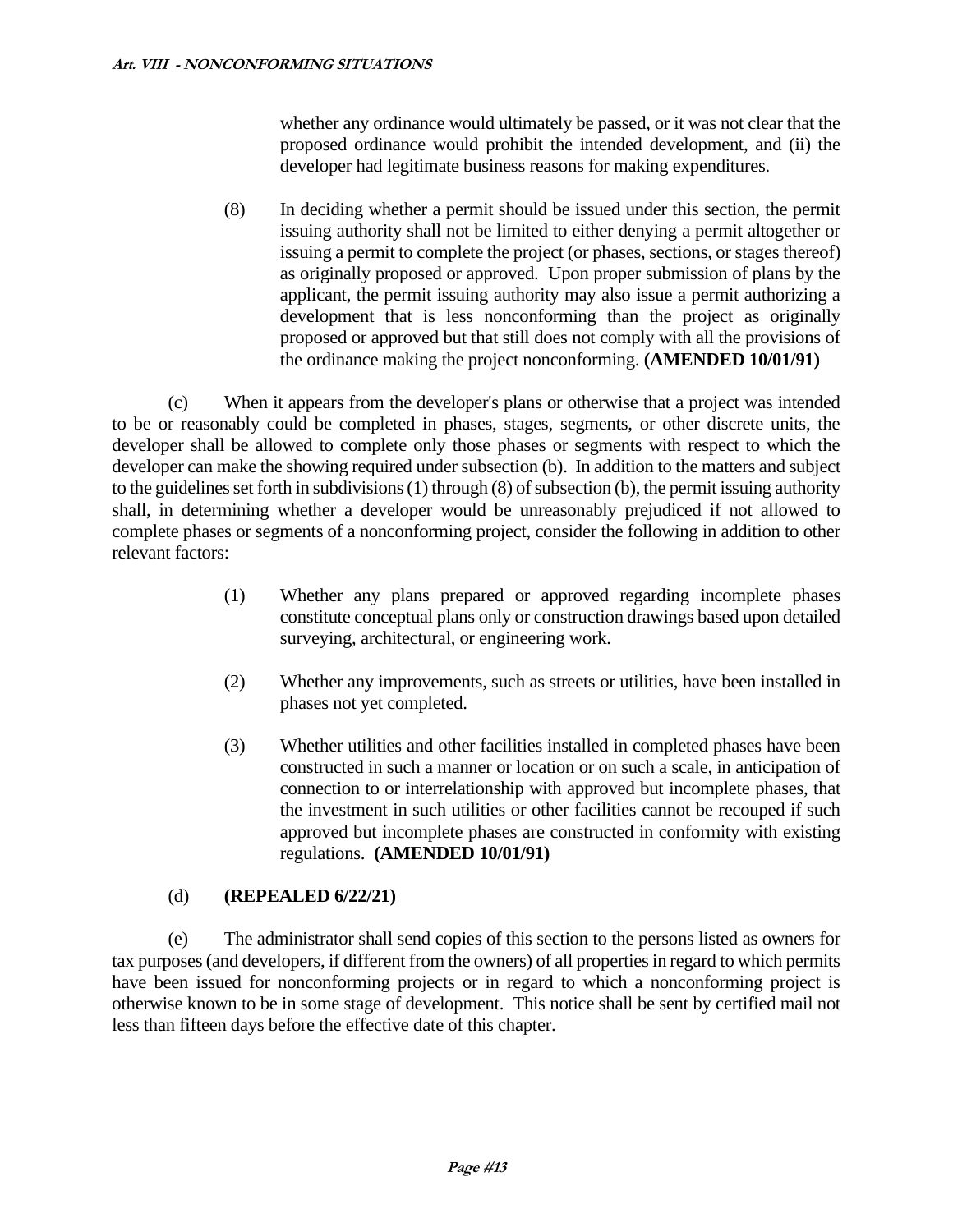whether any ordinance would ultimately be passed, or it was not clear that the proposed ordinance would prohibit the intended development, and (ii) the developer had legitimate business reasons for making expenditures.

(8) In deciding whether a permit should be issued under this section, the permit issuing authority shall not be limited to either denying a permit altogether or issuing a permit to complete the project (or phases, sections, or stages thereof) as originally proposed or approved. Upon proper submission of plans by the applicant, the permit issuing authority may also issue a permit authorizing a development that is less nonconforming than the project as originally proposed or approved but that still does not comply with all the provisions of the ordinance making the project nonconforming. **(AMENDED 10/01/91)**

(c) When it appears from the developer's plans or otherwise that a project was intended to be or reasonably could be completed in phases, stages, segments, or other discrete units, the developer shall be allowed to complete only those phases or segments with respect to which the developer can make the showing required under subsection (b). In addition to the matters and subject to the guidelines set forth in subdivisions (1) through (8) of subsection (b), the permit issuing authority shall, in determining whether a developer would be unreasonably prejudiced if not allowed to complete phases or segments of a nonconforming project, consider the following in addition to other relevant factors:

(1) Whether any plans prepared or approved regarding incomplete phases constitute conceptual plans only or construction drawings based upon detailed surveying, architectural, or engineering work.

(2) Whether any improvements, such as streets or utilities, have been installed in phases not yet completed.

(3) Whether utilities and other facilities installed in completed phases have been constructed in such a manner or location or on such a scale, in anticipation of connection to or interrelationship with approved but incomplete phases, that the investment in such utilities or other facilities cannot be recouped if such approved but incomplete phases are constructed in conformity with existing regulations. **(AMENDED 10/01/91)**

(d) **(REPEALED 6/22/21)**

(e) The administrator shall send copies of this section to the persons listed as owners for tax purposes (and developers, if different from the owners) of all properties in regard to which permits have been issued for nonconforming projects or in regard to which a nonconforming project is otherwise known to be in some stage of development. This notice shall be sent by certified mail not less than fifteen days before the effective date of this chapter.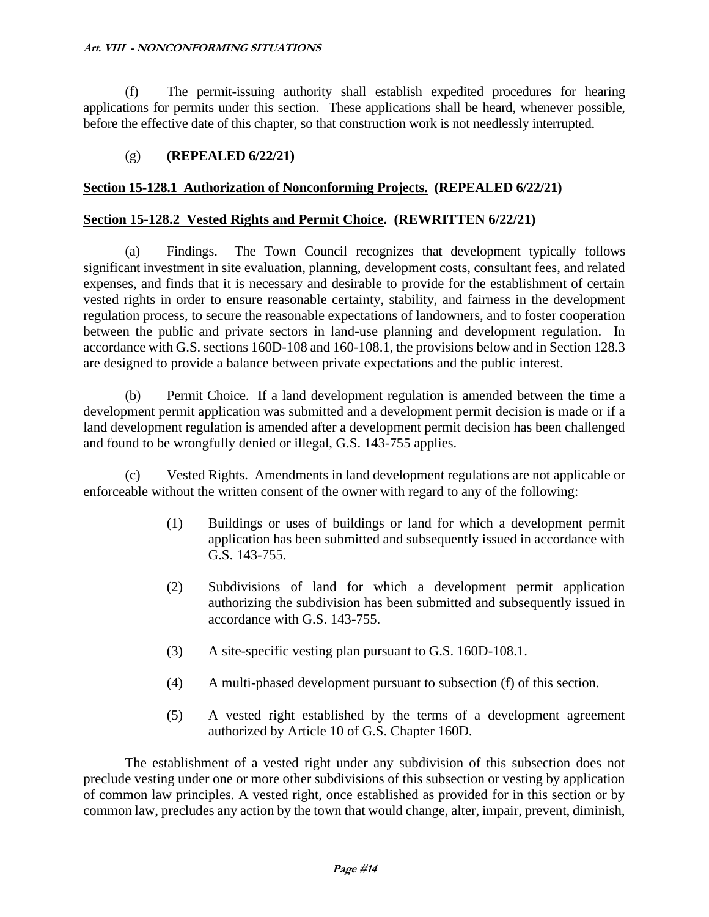(f) The permit-issuing authority shall establish expedited procedures for hearing applications for permits under this section. These applications shall be heard, whenever possible, before the effective date of this chapter, so that construction work is not needlessly interrupted.

(g) **(REPEALED 6/22/21)**

**Section 15-128.1 Authorization of Nonconforming Projects. (REPEALED 6/22/21)**

**Section 15-128.2 Vested Rights and Permit Choice. (REWRITTEN 6/22/21)**

(a) Findings. The Town Council recognizes that development typically follows significant investment in site evaluation, planning, development costs, consultant fees, and related expenses, and finds that it is necessary and desirable to provide for the establishment of certain vested rights in order to ensure reasonable certainty, stability, and fairness in the development regulation process, to secure the reasonable expectations of landowners, and to foster cooperation between the public and private sectors in land-use planning and development regulation. In accordance with G.S. sections 160D-108 and 160-108.1, the provisions below and in Section 128.3 are designed to provide a balance between private expectations and the public interest.

(b) Permit Choice. If a land development regulation is amended between the time a development permit application was submitted and a development permit decision is made or if a land development regulation is amended after a development permit decision has been challenged and found to be wrongfully denied or illegal, G.S. 143-755 applies.

(c) Vested Rights. Amendments in land development regulations are not applicable or enforceable without the written consent of the owner with regard to any of the following:

(1) Buildings or uses of buildings or land for which a development permit application has been submitted and subsequently issued in accordance with G.S. 143-755.

(2) Subdivisions of land for which a development permit application authorizing the subdivision has been submitted and subsequently issued in accordance with G.S. 143-755.

(3) A site-specific vesting plan pursuant to G.S. 160D-108.1.

(4) A multi-phased development pursuant to subsection (f) of this section.

(5) A vested right established by the terms of a development agreement authorized by Article 10 of G.S. Chapter 160D.

The establishment of a vested right under any subdivision of this subsection does not preclude vesting under one or more other subdivisions of this subsection or vesting by application of common law principles. A vested right, once established as provided for in this section or by common law, precludes any action by the town that would change, alter, impair, prevent, diminish,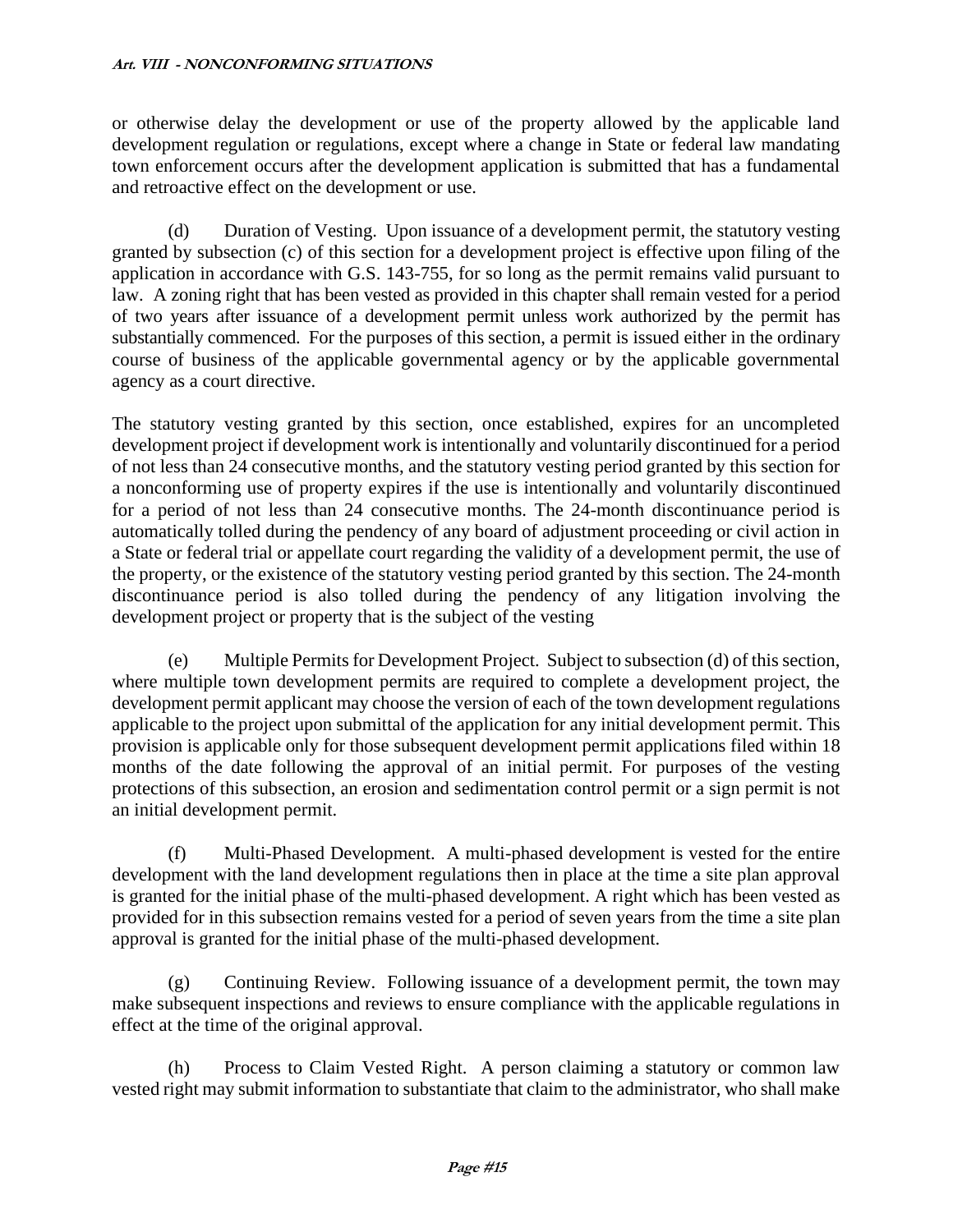or otherwise delay the development or use of the property allowed by the applicable land development regulation or regulations, except where a change in State or federal law mandating town enforcement occurs after the development application is submitted that has a fundamental and retroactive effect on the development or use.

(d) Duration of Vesting. Upon issuance of a development permit, the statutory vesting granted by subsection (c) of this section for a development project is effective upon filing of the application in accordance with G.S. 143-755, for so long as the permit remains valid pursuant to law. A zoning right that has been vested as provided in this chapter shall remain vested for a period of two years after issuance of a development permit unless work authorized by the permit has substantially commenced. For the purposes of this section, a permit is issued either in the ordinary course of business of the applicable governmental agency or by the applicable governmental agency as a court directive.

The statutory vesting granted by this section, once established, expires for an uncompleted development project if development work is intentionally and voluntarily discontinued for a period of not less than 24 consecutive months, and the statutory vesting period granted by this section for a nonconforming use of property expires if the use is intentionally and voluntarily discontinued for a period of not less than 24 consecutive months. The 24-month discontinuance period is automatically tolled during the pendency of any board of adjustment proceeding or civil action in a State or federal trial or appellate court regarding the validity of a development permit, the use of the property, or the existence of the statutory vesting period granted by this section. The 24-month discontinuance period is also tolled during the pendency of any litigation involving the development project or property that is the subject of the vesting

(e) Multiple Permits for Development Project. Subject to subsection (d) of this section, where multiple town development permits are required to complete a development project, the development permit applicant may choose the version of each of the town development regulations applicable to the project upon submittal of the application for any initial development permit. This provision is applicable only for those subsequent development permit applications filed within 18 months of the date following the approval of an initial permit. For purposes of the vesting protections of this subsection, an erosion and sedimentation control permit or a sign permit is not an initial development permit.

(f) Multi-Phased Development. A multi-phased development is vested for the entire development with the land development regulations then in place at the time a site plan approval is granted for the initial phase of the multi-phased development. A right which has been vested as provided for in this subsection remains vested for a period of seven years from the time a site plan approval is granted for the initial phase of the multi-phased development.

(g) Continuing Review. Following issuance of a development permit, the town may make subsequent inspections and reviews to ensure compliance with the applicable regulations in effect at the time of the original approval.

(h) Process to Claim Vested Right. A person claiming a statutory or common law vested right may submit information to substantiate that claim to the administrator, who shall make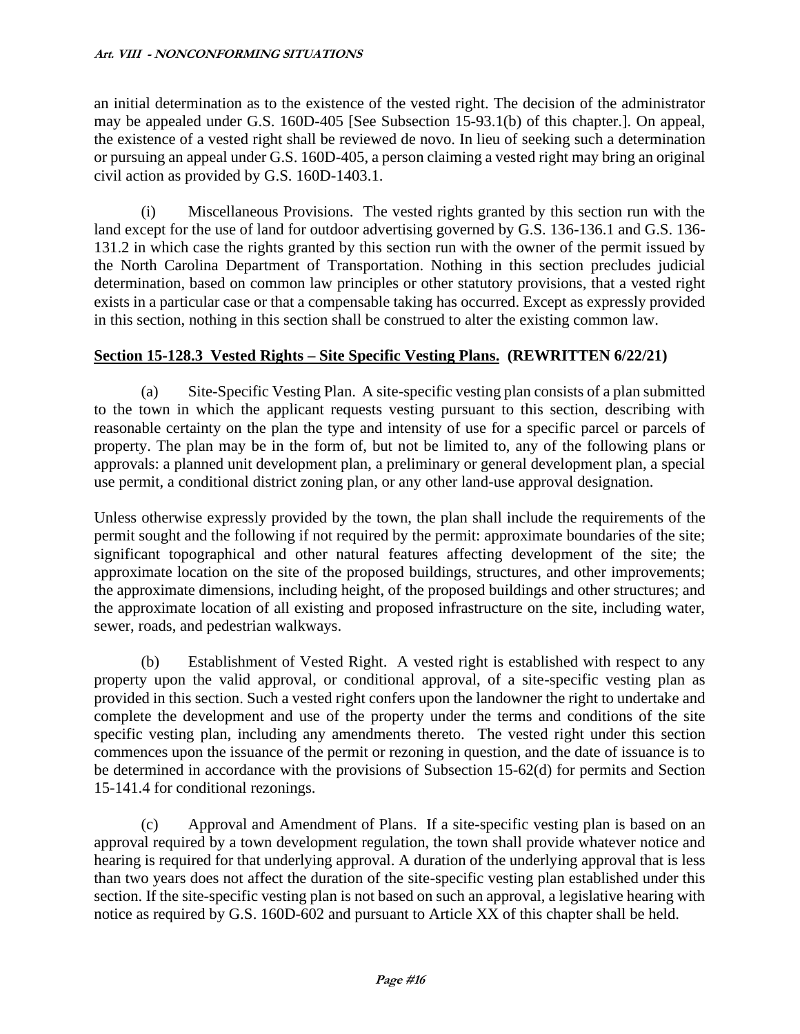an initial determination as to the existence of the vested right. The decision of the administrator may be appealed under G.S. 160D-405 [See Subsection 15-93.1(b) of this chapter.]. On appeal, the existence of a vested right shall be reviewed de novo. In lieu of seeking such a determination or pursuing an appeal under G.S. 160D-405, a person claiming a vested right may bring an original civil action as provided by G.S. 160D-1403.1.

(i) Miscellaneous Provisions. The vested rights granted by this section run with the land except for the use of land for outdoor advertising governed by G.S. 136-136.1 and G.S. 136-131.2 in which case the rights granted by this section run with the owner of the permit issued by the North Carolina Department of Transportation. Nothing in this section precludes judicial determination, based on common law principles or other statutory provisions, that a vested right exists in a particular case or that a compensable taking has occurred. Except as expressly provided in this section, nothing in this section shall be construed to alter the existing common law.

**Section 15-128.3 Vested Rights – Site Specific Vesting Plans. (REWRITTEN 6/22/21)**

(a) Site-Specific Vesting Plan. A site-specific vesting plan consists of a plan submitted to the town in which the applicant requests vesting pursuant to this section, describing with reasonable certainty on the plan the type and intensity of use for a specific parcel or parcels of property. The plan may be in the form of, but not be limited to, any of the following plans or approvals: a planned unit development plan, a preliminary or general development plan, a special use permit, a conditional district zoning plan, or any other land-use approval designation.

Unless otherwise expressly provided by the town, the plan shall include the requirements of the permit sought and the following if not required by the permit: approximate boundaries of the site; significant topographical and other natural features affecting development of the site; the approximate location on the site of the proposed buildings, structures, and other improvements; the approximate dimensions, including height, of the proposed buildings and other structures; and the approximate location of all existing and proposed infrastructure on the site, including water, sewer, roads, and pedestrian walkways.

(b) Establishment of Vested Right. A vested right is established with respect to any property upon the valid approval, or conditional approval, of a site-specific vesting plan as provided in this section. Such a vested right confers upon the landowner the right to undertake and complete the development and use of the property under the terms and conditions of the site specific vesting plan, including any amendments thereto. The vested right under this section commences upon the issuance of the permit or rezoning in question, and the date of issuance is to be determined in accordance with the provisions of Subsection 15-62(d) for permits and Section 15-141.4 for conditional rezonings.

(c) Approval and Amendment of Plans. If a site-specific vesting plan is based on an approval required by a town development regulation, the town shall provide whatever notice and hearing is required for that underlying approval. A duration of the underlying approval that is less than two years does not affect the duration of the site-specific vesting plan established under this section. If the site-specific vesting plan is not based on such an approval, a legislative hearing with notice as required by G.S. 160D-602 and pursuant to Article XX of this chapter shall be held.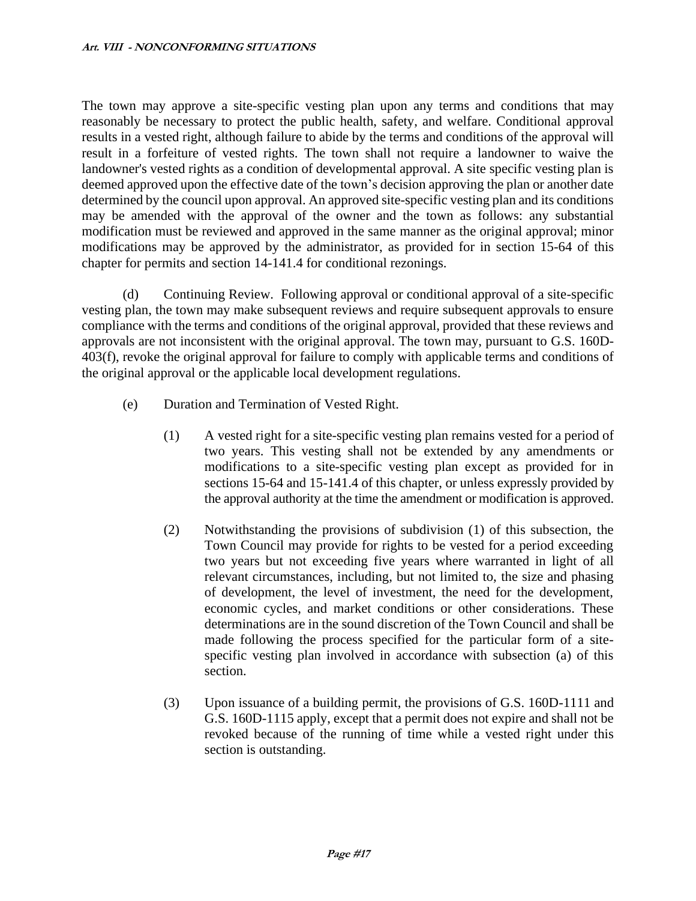The town may approve a site-specific vesting plan upon any terms and conditions that may reasonably be necessary to protect the public health, safety, and welfare. Conditional approval results in a vested right, although failure to abide by the terms and conditions of the approval will result in a forfeiture of vested rights. The town shall not require a landowner to waive the landowner's vested rights as a condition of developmental approval. A site specific vesting plan is deemed approved upon the effective date of the town's decision approving the plan or another date determined by the council upon approval. An approved site-specific vesting plan and its conditions may be amended with the approval of the owner and the town as follows: any substantial modification must be reviewed and approved in the same manner as the original approval; minor modifications may be approved by the administrator, as provided for in section 15-64 of this chapter for permits and section 14-141.4 for conditional rezonings.

(d) Continuing Review. Following approval or conditional approval of a site-specific vesting plan, the town may make subsequent reviews and require subsequent approvals to ensure compliance with the terms and conditions of the original approval, provided that these reviews and approvals are not inconsistent with the original approval. The town may, pursuant to G.S. 160D-403(f), revoke the original approval for failure to comply with applicable terms and conditions of the original approval or the applicable local development regulations.

(e) Duration and Termination of Vested Right.

(1) A vested right for a site-specific vesting plan remains vested for a period of two years. This vesting shall not be extended by any amendments or modifications to a site-specific vesting plan except as provided for in sections 15-64 and 15-141.4 of this chapter, or unless expressly provided by the approval authority at the time the amendment or modification is approved.

(2) Notwithstanding the provisions of subdivision (1) of this subsection, the Town Council may provide for rights to be vested for a period exceeding two years but not exceeding five years where warranted in light of all relevant circumstances, including, but not limited to, the size and phasing of development, the level of investment, the need for the development, economic cycles, and market conditions or other considerations. These determinations are in the sound discretion of the Town Council and shall be made following the process specified for the particular form of a site-specific vesting plan involved in accordance with subsection (a) of this section.

(3) Upon issuance of a building permit, the provisions of G.S. 160D-1111 and G.S. 160D-1115 apply, except that a permit does not expire and shall not be revoked because of the running of time while a vested right under this section is outstanding.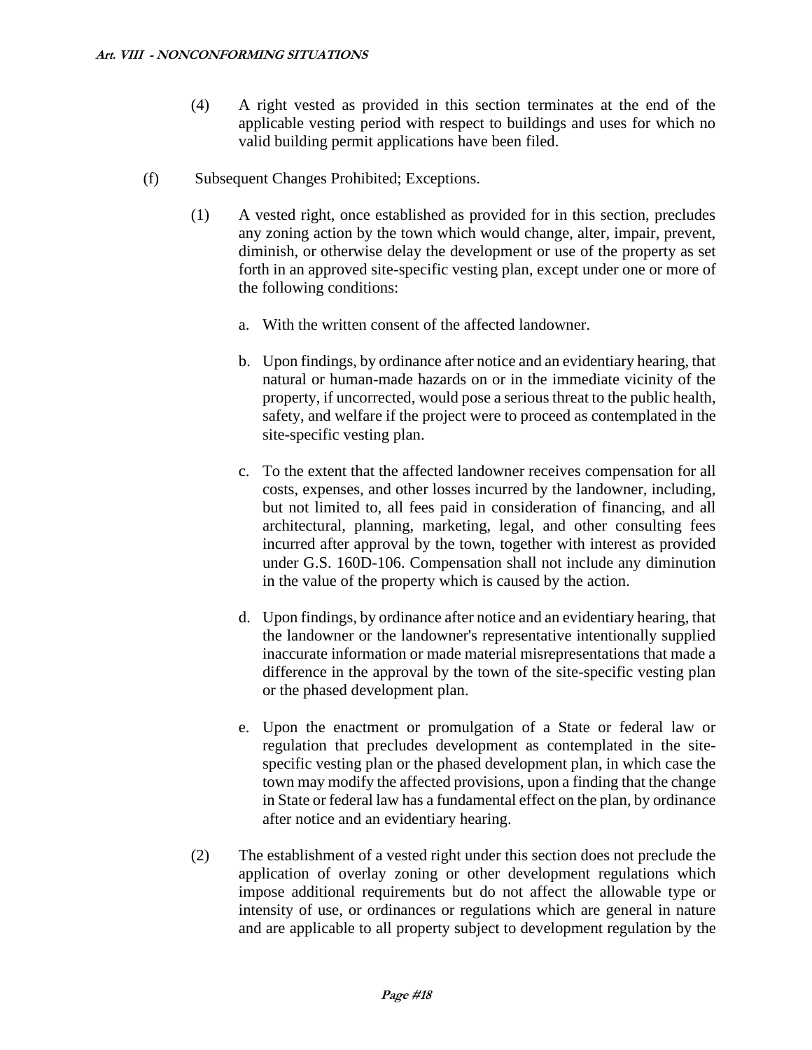(4) A right vested as provided in this section terminates at the end of the applicable vesting period with respect to buildings and uses for which no valid building permit applications have been filed.

(f) Subsequent Changes Prohibited; Exceptions.

(1) A vested right, once established as provided for in this section, precludes any zoning action by the town which would change, alter, impair, prevent, diminish, or otherwise delay the development or use of the property as set forth in an approved site-specific vesting plan, except under one or more of the following conditions:

a. With the written consent of the affected landowner.

b. Upon findings, by ordinance after notice and an evidentiary hearing, that natural or human-made hazards on or in the immediate vicinity of the property, if uncorrected, would pose a serious threat to the public health, safety, and welfare if the project were to proceed as contemplated in the site-specific vesting plan.

c. To the extent that the affected landowner receives compensation for all costs, expenses, and other losses incurred by the landowner, including, but not limited to, all fees paid in consideration of financing, and all architectural, planning, marketing, legal, and other consulting fees incurred after approval by the town, together with interest as provided under G.S. 160D-106. Compensation shall not include any diminution in the value of the property which is caused by the action.

d. Upon findings, by ordinance after notice and an evidentiary hearing, that the landowner or the landowner's representative intentionally supplied inaccurate information or made material misrepresentations that made a difference in the approval by the town of the site-specific vesting plan or the phased development plan.

e. Upon the enactment or promulgation of a State or federal law or regulation that precludes development as contemplated in the site-specific vesting plan or the phased development plan, in which case the town may modify the affected provisions, upon a finding that the change in State or federal law has a fundamental effect on the plan, by ordinance after notice and an evidentiary hearing.

(2) The establishment of a vested right under this section does not preclude the application of overlay zoning or other development regulations which impose additional requirements but do not affect the allowable type or intensity of use, or ordinances or regulations which are general in nature and are applicable to all property subject to development regulation by the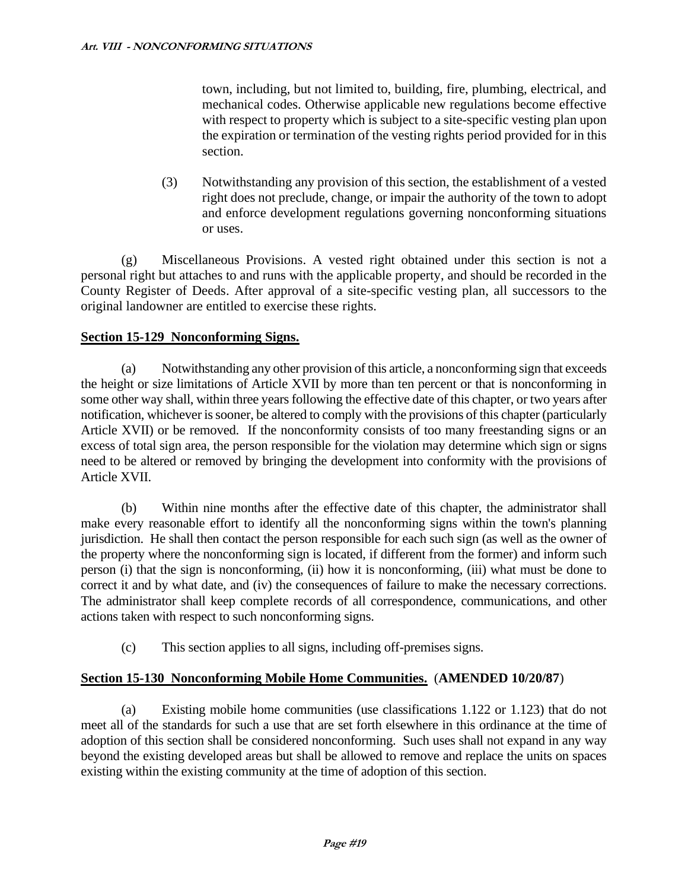town, including, but not limited to, building, fire, plumbing, electrical, and mechanical codes. Otherwise applicable new regulations become effective with respect to property which is subject to a site-specific vesting plan upon the expiration or termination of the vesting rights period provided for in this section.

(3) Notwithstanding any provision of this section, the establishment of a vested right does not preclude, change, or impair the authority of the town to adopt and enforce development regulations governing nonconforming situations or uses.

(g) Miscellaneous Provisions. A vested right obtained under this section is not a personal right but attaches to and runs with the applicable property, and should be recorded in the County Register of Deeds. After approval of a site-specific vesting plan, all successors to the original landowner are entitled to exercise these rights.

**Section 15-129 Nonconforming Signs.**

(a) Notwithstanding any other provision of this article, a nonconforming sign that exceeds the height or size limitations of Article XVII by more than ten percent or that is nonconforming in some other way shall, within three years following the effective date of this chapter, or two years after notification, whichever is sooner, be altered to comply with the provisions of this chapter (particularly Article XVII) or be removed. If the nonconformity consists of too many freestanding signs or an excess of total sign area, the person responsible for the violation may determine which sign or signs need to be altered or removed by bringing the development into conformity with the provisions of Article XVII.

(b) Within nine months after the effective date of this chapter, the administrator shall make every reasonable effort to identify all the nonconforming signs within the town's planning jurisdiction. He shall then contact the person responsible for each such sign (as well as the owner of the property where the nonconforming sign is located, if different from the former) and inform such person (i) that the sign is nonconforming, (ii) how it is nonconforming, (iii) what must be done to correct it and by what date, and (iv) the consequences of failure to make the necessary corrections. The administrator shall keep complete records of all correspondence, communications, and other actions taken with respect to such nonconforming signs.

(c) This section applies to all signs, including off-premises signs.

**Section 15-130 Nonconforming Mobile Home Communities.** (**AMENDED 10/20/87**)

(a) Existing mobile home communities (use classifications 1.122 or 1.123) that do not meet all of the standards for such a use that are set forth elsewhere in this ordinance at the time of adoption of this section shall be considered nonconforming. Such uses shall not expand in any way beyond the existing developed areas but shall be allowed to remove and replace the units on spaces existing within the existing community at the time of adoption of this section.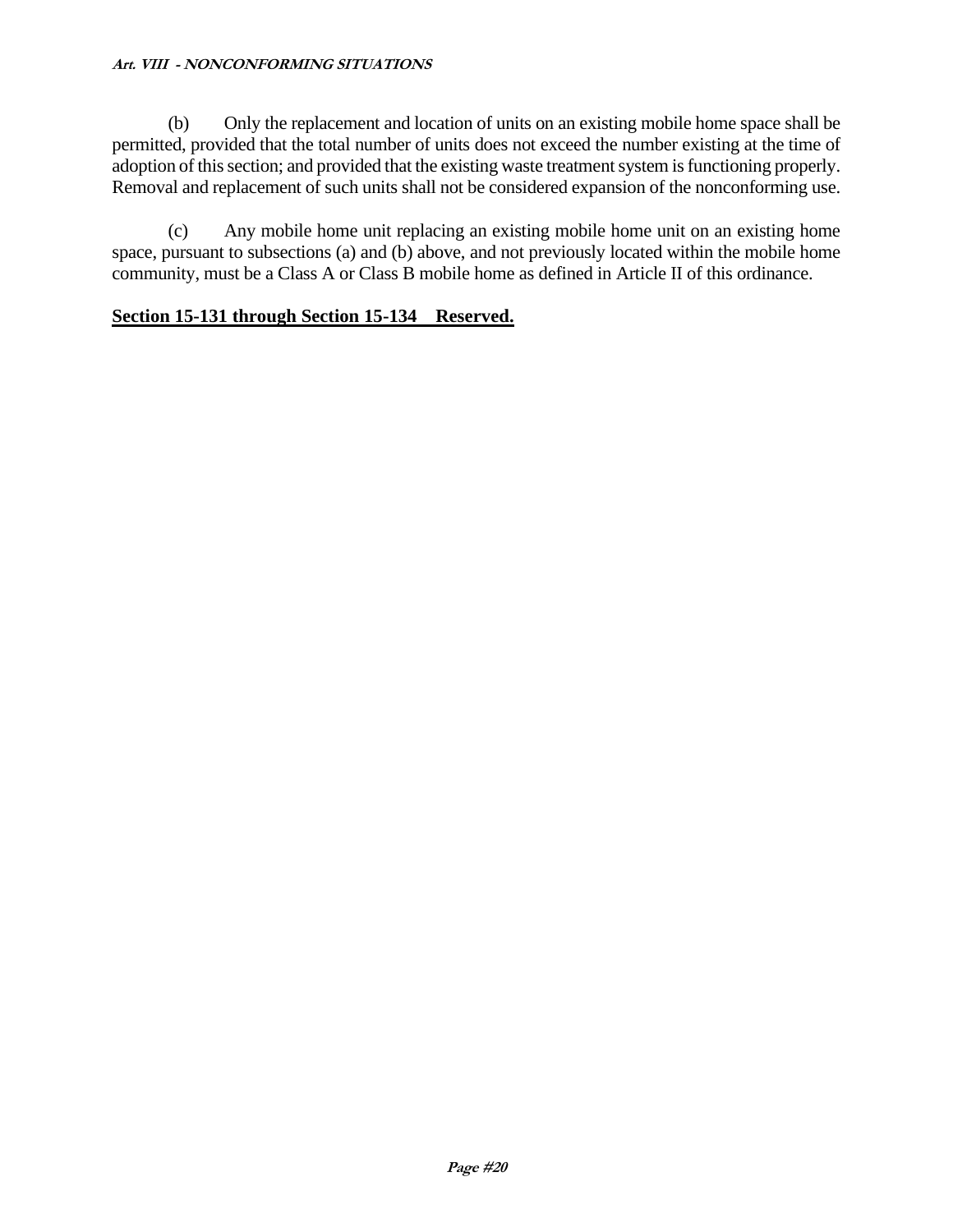(b) Only the replacement and location of units on an existing mobile home space shall be permitted, provided that the total number of units does not exceed the number existing at the time of adoption of this section; and provided that the existing waste treatment system is functioning properly. Removal and replacement of such units shall not be considered expansion of the nonconforming use.

(c) Any mobile home unit replacing an existing mobile home unit on an existing home space, pursuant to subsections (a) and (b) above, and not previously located within the mobile home community, must be a Class A or Class B mobile home as defined in Article II of this ordinance.

**Section 15-131 through Section 15-134 Reserved.**